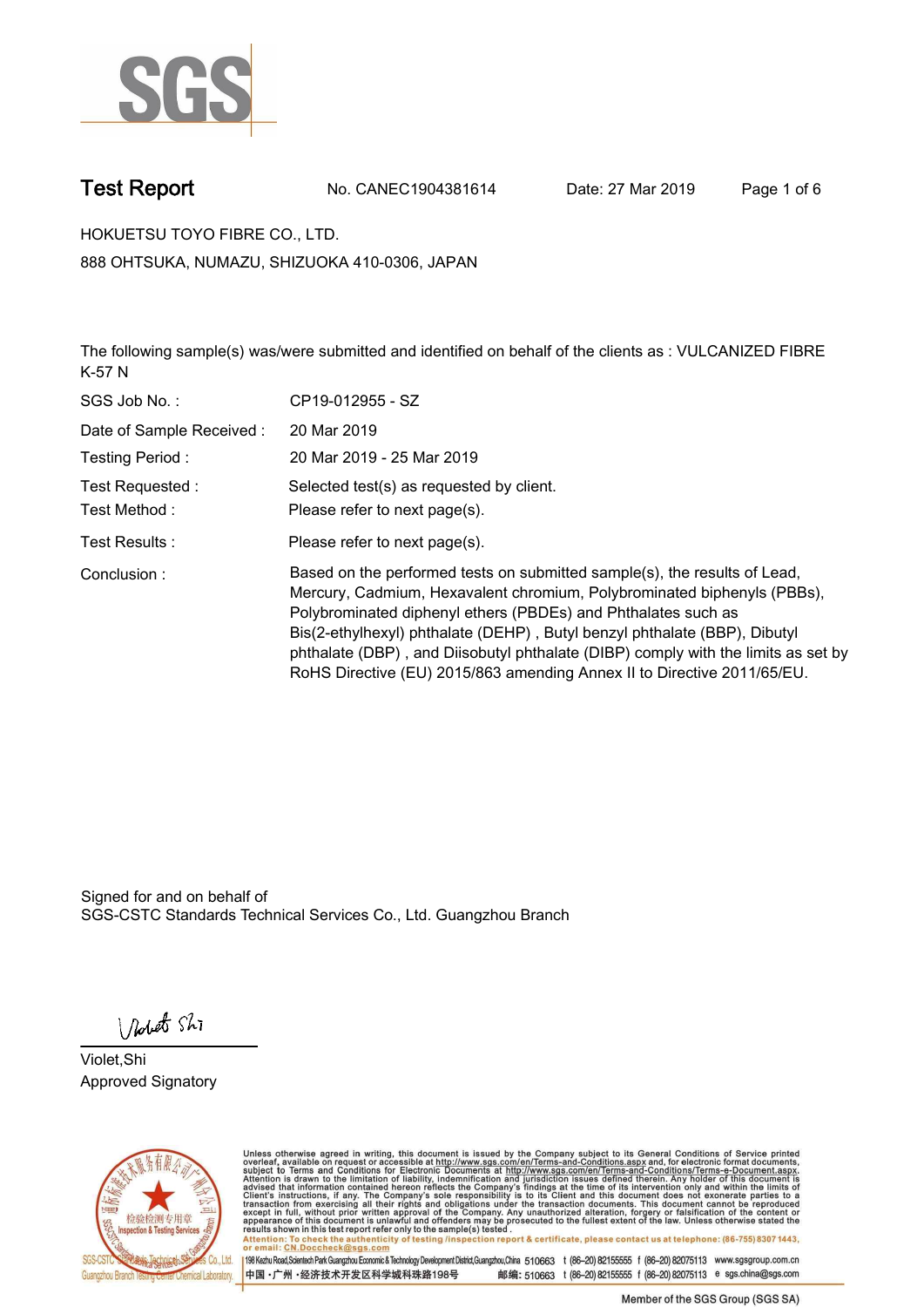SGS

# Test Report

No. CANEC1904381614　　Date: 27 Mar 2019

HOKUETSU TOYO FIBRE CO., LTD.

888 OHTSUKA, NUMAZU, SHIZUOKA 410-0306, JAPAN

The following sample(s) was/were submitted and identified on behalf of the clients as : VULCANIZED FIBRE K-57 N

| | |
|---|---|
| SGS Job No. : | CP19-012955 - SZ |
| Date of Sample Received : | 20 Mar 2019 |
| Testing Period : | 20 Mar 2019 - 25 Mar 2019 |
| Test Requested : | Selected test(s) as requested by client. |
| Test Method : | Please refer to next page(s). |
| Test Results : | Please refer to next page(s). |
| Conclusion : | Based on the performed tests on submitted sample(s), the results of Lead, Mercury, Cadmium, Hexavalent chromium, Polybrominated biphenyls (PBBs), Polybrominated diphenyl ethers (PBDEs) and Phthalates such as Bis(2-ethylhexyl) phthalate (DEHP) , Butyl benzyl phthalate (BBP), Dibutyl phthalate (DBP) , and Diisobutyl phthalate (DIBP) comply with the limits as set by RoHS Directive (EU) 2015/863 amending Annex II to Directive 2011/65/EU. |

Signed for and on behalf of
SGS-CSTC Standards Technical Services Co., Ltd. Guangzhou Branch

Violet,Shi
Approved Signatory

Unless otherwise agreed in writing, this document is issued by the Company subject to its General Conditions of Service printed overleaf, available on request or accessible at http://www.sgs.com/en/Terms-and-Conditions.aspx and, for electronic format documents, subject to Terms and Conditions for Electronic Documents at http://www.sgs.com/en/Terms-and-Conditions/Terms-e-Document.aspx. Attention is drawn to the limitation of liability, indemnification and jurisdiction issues defined therein. Any holder of this document is advised that information contained hereon reflects the Company's findings at the time of its intervention only and within the limits of Client's instructions, if any. The Company's sole responsibility is to its Client and this document does not exonerate parties to a transaction from exercising all their rights and obligations under the transaction documents. This document cannot be reproduced except in full, without prior written approval of the Company. Any unauthorized alteration, forgery or falsification of the content or appearance of this document is unlawful and offenders may be prosecuted to the fullest extent of the law. Unless otherwise stated the results shown in this test report refer only to the sample(s) tested.

Attention: To check the authenticity of testing /inspection report & certificate, please contact us at telephone: (86-755) 8307 1443, or email: CN.Doccheck@sgs.com

198 Kezhu Road,Scientech Park Guangzhou Economic & Technology Development District,Guangzhou,China 510663 t (86-20) 82155555 f (86-20) 82075113 www.sgsgroup.com.cn
中国・广州・经济技术开发区科学城科珠路198号 邮编: 510663 t (86-20) 82155555 f (86-20) 82075113 e sgs.china@sgs.com

Member of the SGS Group (SGS SA)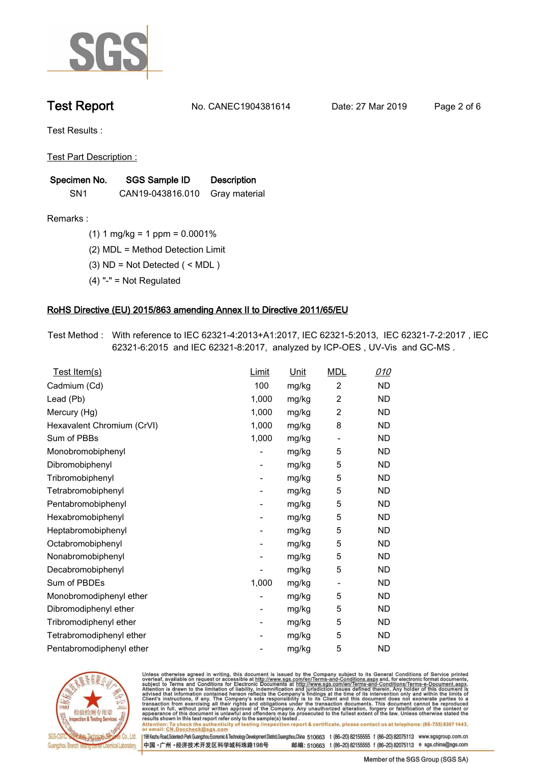# Test Report

No. CANEC1904381614 Date: 27 Mar 2019

Test Results :

Test Part Description :

| Specimen No. | SGS Sample ID | Description |
|---|---|---|
| SN1 | CAN19-043816.010 | Gray material |

Remarks :

(1) 1 mg/kg = 1 ppm = 0.0001%

(2) MDL = Method Detection Limit

(3) ND = Not Detected ( < MDL )

(4) "-" = Not Regulated

## RoHS Directive (EU) 2015/863 amending Annex II to Directive 2011/65/EU

Test Method : With reference to IEC 62321-4:2013+A1:2017, IEC 62321-5:2013, IEC 62321-7-2:2017 , IEC 62321-6:2015 and IEC 62321-8:2017, analyzed by ICP-OES , UV-Vis and GC-MS .

| Test Item(s) | Limit | Unit | MDL | 010 |
|---|---|---|---|---|
| Cadmium (Cd) | 100 | mg/kg | 2 | ND |
| Lead (Pb) | 1,000 | mg/kg | 2 | ND |
| Mercury (Hg) | 1,000 | mg/kg | 2 | ND |
| Hexavalent Chromium (CrVI) | 1,000 | mg/kg | 8 | ND |
| Sum of PBBs | 1,000 | mg/kg | - | ND |
| Monobromobiphenyl | - | mg/kg | 5 | ND |
| Dibromobiphenyl | - | mg/kg | 5 | ND |
| Tribromobiphenyl | - | mg/kg | 5 | ND |
| Tetrabromobiphenyl | - | mg/kg | 5 | ND |
| Pentabromobiphenyl | - | mg/kg | 5 | ND |
| Hexabromobiphenyl | - | mg/kg | 5 | ND |
| Heptabromobiphenyl | - | mg/kg | 5 | ND |
| Octabromobiphenyl | - | mg/kg | 5 | ND |
| Nonabromobiphenyl | - | mg/kg | 5 | ND |
| Decabromobiphenyl | - | mg/kg | 5 | ND |
| Sum of PBDEs | 1,000 | mg/kg | - | ND |
| Monobromodiphenyl ether | - | mg/kg | 5 | ND |
| Dibromodiphenyl ether | - | mg/kg | 5 | ND |
| Tribromodiphenyl ether | - | mg/kg | 5 | ND |
| Tetrabromodiphenyl ether | - | mg/kg | 5 | ND |
| Pentabromodiphenyl ether | - | mg/kg | 5 | ND |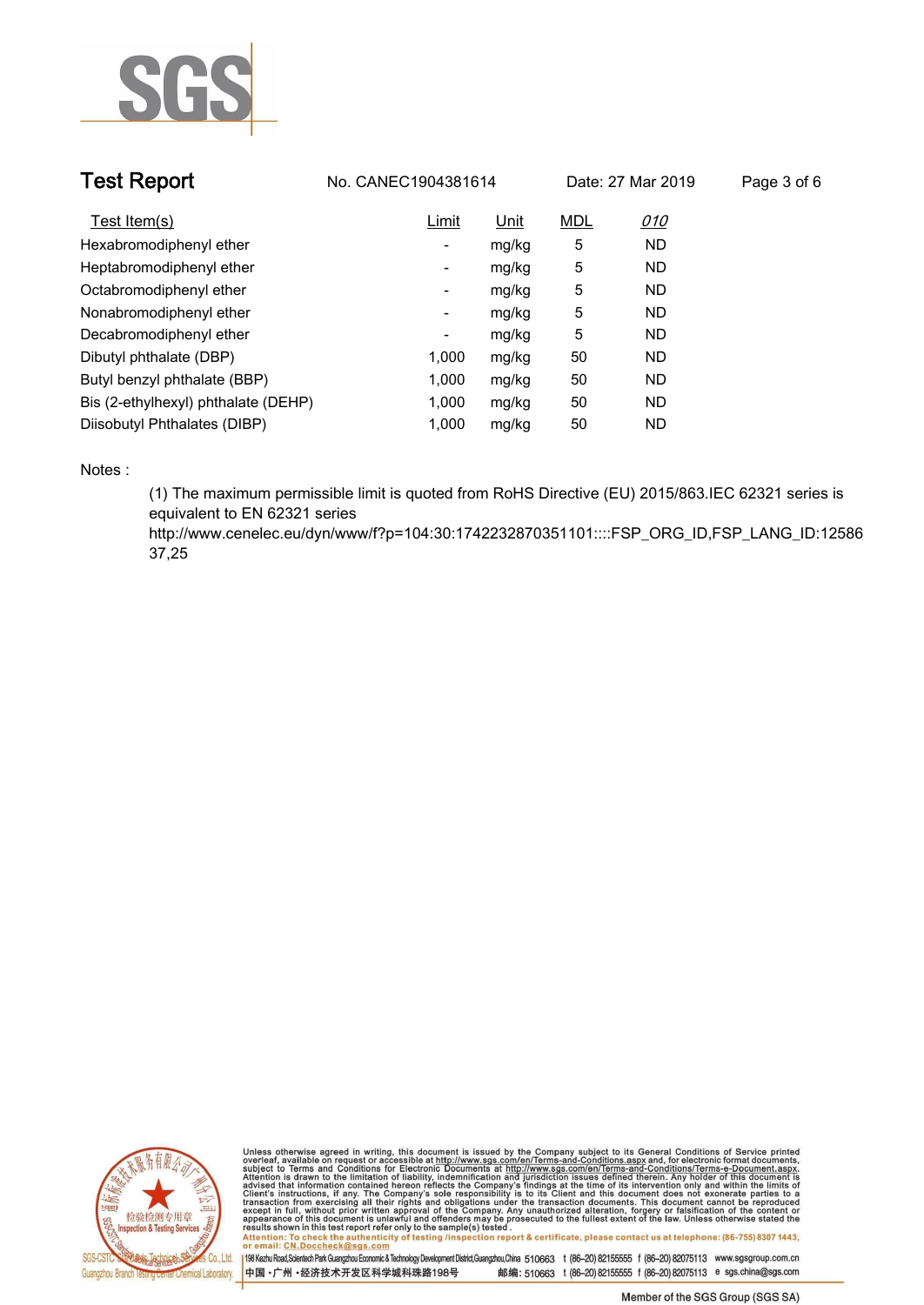## Test Report

No. CANEC1904381614 Date: 27 Mar 2019

| Test Item(s) | Limit | Unit | MDL | 010 |
|---|---|---|---|---|
| Hexabromodiphenyl ether | - | mg/kg | 5 | ND |
| Heptabromodiphenyl ether | - | mg/kg | 5 | ND |
| Octabromodiphenyl ether | - | mg/kg | 5 | ND |
| Nonabromodiphenyl ether | - | mg/kg | 5 | ND |
| Decabromodiphenyl ether | - | mg/kg | 5 | ND |
| Dibutyl phthalate (DBP) | 1,000 | mg/kg | 50 | ND |
| Butyl benzyl phthalate (BBP) | 1,000 | mg/kg | 50 | ND |
| Bis (2-ethylhexyl) phthalate (DEHP) | 1,000 | mg/kg | 50 | ND |
| Diisobutyl Phthalates (DIBP) | 1,000 | mg/kg | 50 | ND |

Notes :

(1) The maximum permissible limit is quoted from RoHS Directive (EU) 2015/863.IEC 62321 series is equivalent to EN 62321 series
http://www.cenelec.eu/dyn/www/f?p=104:30:1742232870351101::::FSP_ORG_ID,FSP_LANG_ID:1258637,25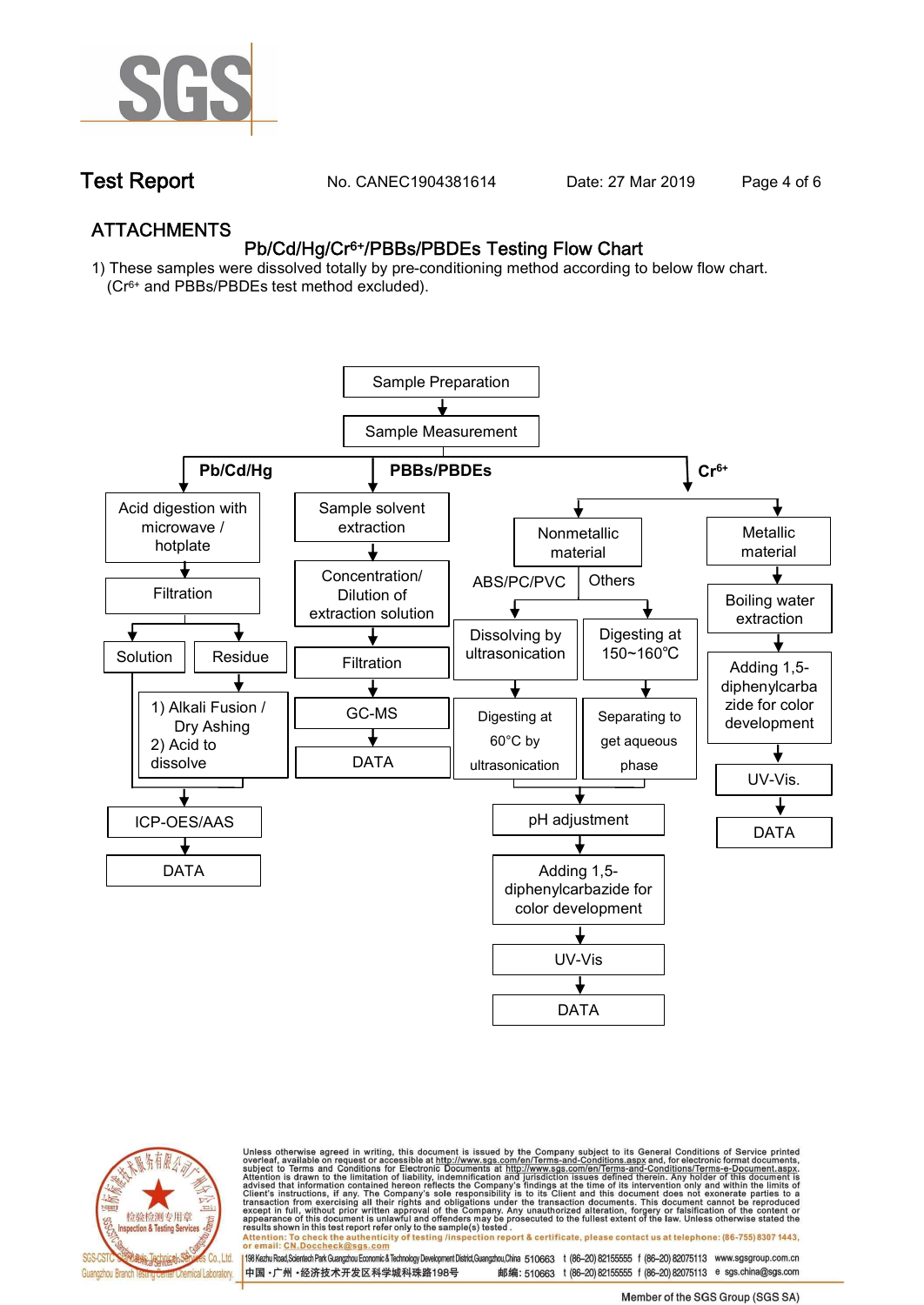## ATTACHMENTS

### Pb/Cd/Hg/$Cr^{6+}$/PBBs/PBDEs Testing Flow Chart

1) These samples were dissolved totally by pre-conditioning method according to below flow chart. ($Cr^{6+}$ and PBBs/PBDEs test method excluded).

Sample Preparation → Sample Measurement

**Pb/Cd/Hg**

- Acid digestion with microwave / hotplate
- Filtration
- Solution / Residue
  - Residue: 1) Alkali Fusion / Dry Ashing 2) Acid to dissolve
- ICP-OES/AAS
- DATA

**PBBs/PBDEs**

- Sample solvent extraction
- Concentration/ Dilution of extraction solution
- Filtration
- GC-MS
- DATA

**$Cr^{6+}$**

- Nonmetallic material
  - ABS/PC/PVC: Dissolving by ultrasonication → Digesting at 60°C by ultrasonication
  - Others: Digesting at 150~160℃ → Separating to get aqueous phase
  - pH adjustment
  - Adding 1,5-diphenylcarbazide for color development
  - UV-Vis
  - DATA
- Metallic material
  - Boiling water extraction
  - Adding 1,5-diphenylcarbazide for color development
  - UV-Vis.
  - DATA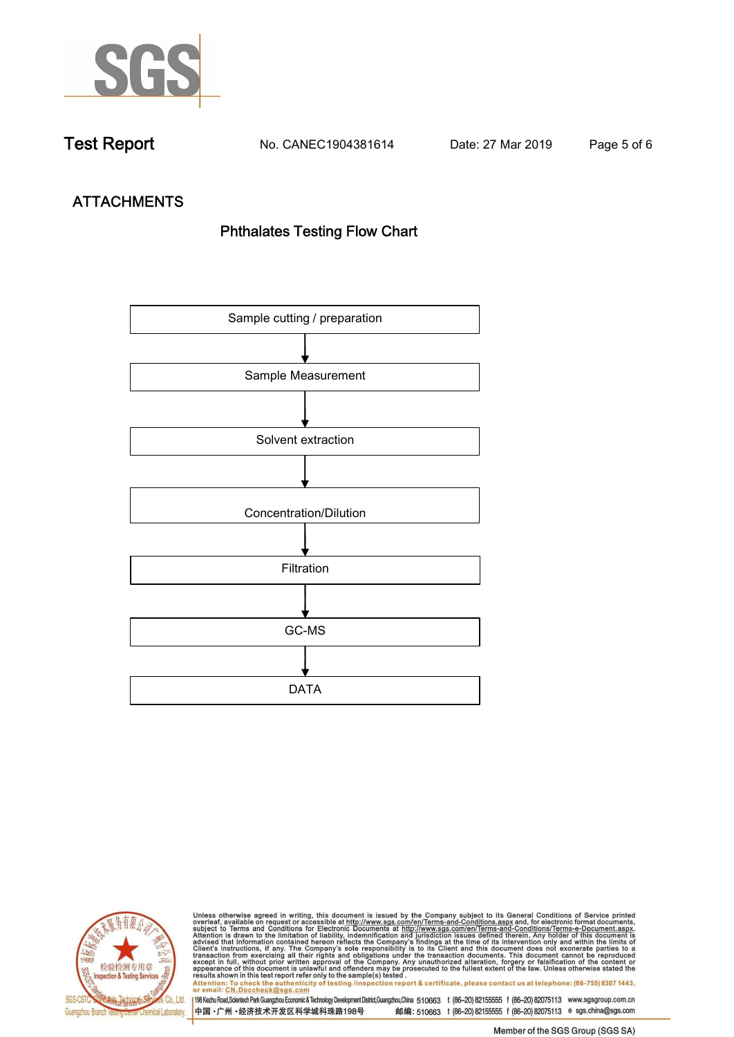**Test Report** No. CANEC1904381614 Date: 27 Mar 2019

## ATTACHMENTS

### Phthalates Testing Flow Chart

Sample cutting / preparation

↓

Sample Measurement

↓

Solvent extraction

↓

Concentration/Dilution

↓

Filtration

↓

GC-MS

↓

DATA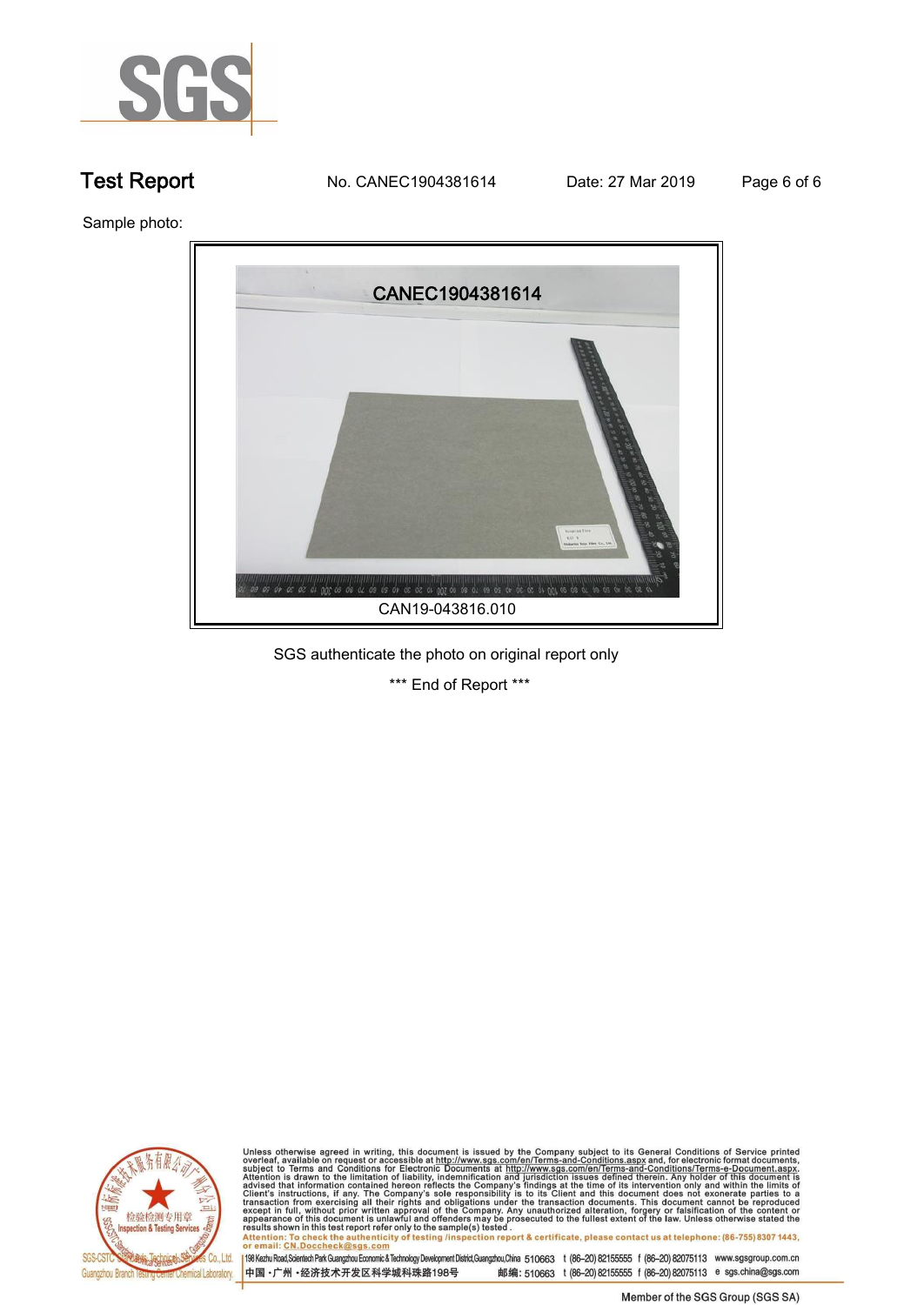**Test Report** No. CANEC1904381614 Date: 27 Mar 2019

Sample photo:

CANEC1904381614

CAN19-043816.010

SGS authenticate the photo on original report only

*** End of Report ***

Unless otherwise agreed in writing, this document is issued by the Company subject to its General Conditions of Service printed overleaf, available on request or accessible at http://www.sgs.com/en/Terms-and-Conditions.aspx and, for electronic format documents, subject to Terms and Conditions for Electronic Documents at http://www.sgs.com/en/Terms-and-Conditions/Terms-e-Document.aspx. Attention is drawn to the limitation of liability, indemnification and jurisdiction issues defined therein. Any holder of this document is advised that information contained hereon reflects the Company's findings at the time of its intervention only and within the limits of Client's instructions, if any. The Company's sole responsibility is to its Client and this document does not exonerate parties to a transaction from exercising all their rights and obligations under the transaction documents. This document cannot be reproduced except in full, without prior written approval of the Company. Any unauthorized alteration, forgery or falsification of the content or appearance of this document is unlawful and offenders may be prosecuted to the fullest extent of the law. Unless otherwise stated the results shown in this test report refer only to the sample(s) tested .

Attention: To check the authenticity of testing /inspection report & certificate, please contact us at telephone: (86-755) 8307 1443, or email: CN.Doccheck@sgs.com

SGS-CSTC Standards Technical Services Co., Ltd. Guangzhou Branch Testing Center Chemical Laboratory.

198 Kezhu Road,Scientech Park Guangzhou Economic & Technology Development District,Guangzhou,China 510663 t (86–20) 82155555 f (86–20) 82075113 www.sgsgroup.com.cn

中国 •广州 •经济技术开发区科学城科珠路198号 邮编: 510663 t (86–20) 82155555 f (86–20) 82075113 e sgs.china@sgs.com

Member of the SGS Group (SGS SA)